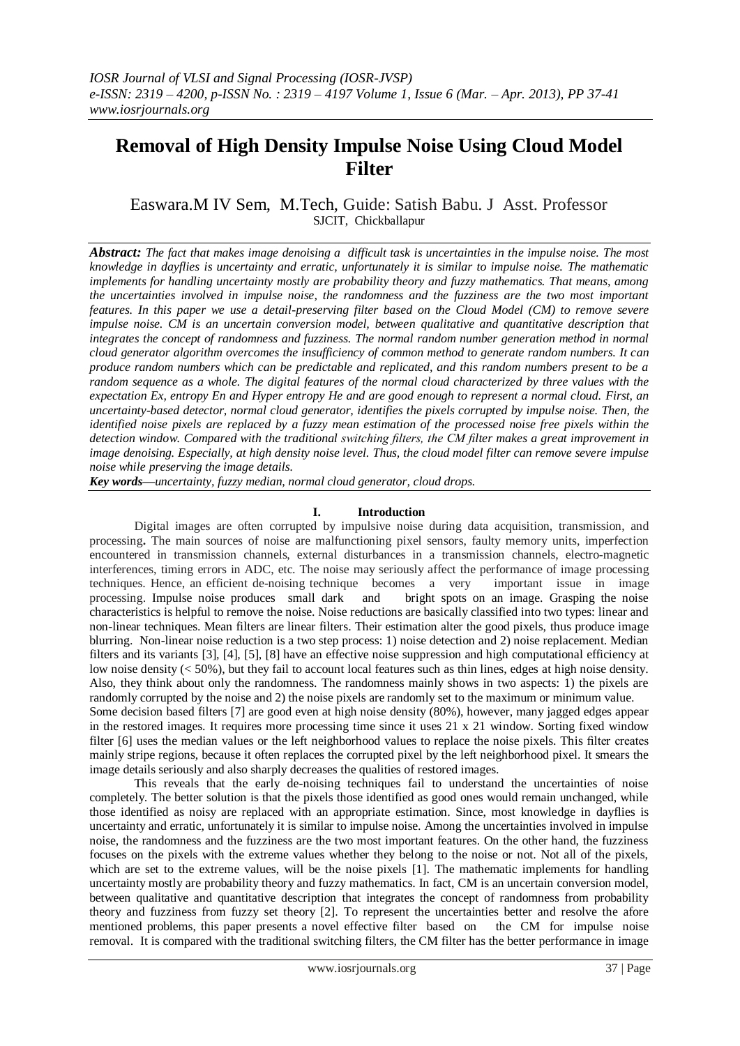# Removal of High Density Impulse Noise Using Cloud Model Filter

Easwara.M IV Sem, M.Tech, Guide: Satish Babu. J Asst. Professor
SJCIT, Chickballapur

***Abstract:*** *The fact that makes image denoising a difficult task is uncertainties in the impulse noise. The most knowledge in dayflies is uncertainty and erratic, unfortunately it is similar to impulse noise. The mathematic implements for handling uncertainty mostly are probability theory and fuzzy mathematics. That means, among the uncertainties involved in impulse noise, the randomness and the fuzziness are the two most important features. In this paper we use a detail-preserving filter based on the Cloud Model (CM) to remove severe impulse noise. CM is an uncertain conversion model, between qualitative and quantitative description that integrates the concept of randomness and fuzziness. The normal random number generation method in normal cloud generator algorithm overcomes the insufficiency of common method to generate random numbers. It can produce random numbers which can be predictable and replicated, and this random numbers present to be a random sequence as a whole. The digital features of the normal cloud characterized by three values with the expectation Ex, entropy En and Hyper entropy He and are good enough to represent a normal cloud. First, an uncertainty-based detector, normal cloud generator, identifies the pixels corrupted by impulse noise. Then, the identified noise pixels are replaced by a fuzzy mean estimation of the processed noise free pixels within the detection window. Compared with the traditional switching filters, the CM filter makes a great improvement in image denoising. Especially, at high density noise level. Thus, the cloud model filter can remove severe impulse noise while preserving the image details.*

***Key words—****uncertainty, fuzzy median, normal cloud generator, cloud drops.*

## I. Introduction

Digital images are often corrupted by impulsive noise during data acquisition, transmission, and processing**.** The main sources of noise are malfunctioning pixel sensors, faulty memory units, imperfection encountered in transmission channels, external disturbances in a transmission channels, electro-magnetic interferences, timing errors in ADC, etc. The noise may seriously affect the performance of image processing techniques. Hence, an efficient de-noising technique becomes a very important issue in image processing. Impulse noise produces small dark and bright spots on an image. Grasping the noise characteristics is helpful to remove the noise. Noise reductions are basically classified into two types: linear and non-linear techniques. Mean filters are linear filters. Their estimation alter the good pixels, thus produce image blurring. Non-linear noise reduction is a two step process: 1) noise detection and 2) noise replacement. Median filters and its variants [3], [4], [5], [8] have an effective noise suppression and high computational efficiency at low noise density (< 50%), but they fail to account local features such as thin lines, edges at high noise density. Also, they think about only the randomness. The randomness mainly shows in two aspects: 1) the pixels are randomly corrupted by the noise and 2) the noise pixels are randomly set to the maximum or minimum value.

Some decision based filters [7] are good even at high noise density (80%), however, many jagged edges appear in the restored images. It requires more processing time since it uses 21 x 21 window. Sorting fixed window filter [6] uses the median values or the left neighborhood values to replace the noise pixels. This filter creates mainly stripe regions, because it often replaces the corrupted pixel by the left neighborhood pixel. It smears the image details seriously and also sharply decreases the qualities of restored images.

This reveals that the early de-noising techniques fail to understand the uncertainties of noise completely. The better solution is that the pixels those identified as good ones would remain unchanged, while those identified as noisy are replaced with an appropriate estimation. Since, most knowledge in dayflies is uncertainty and erratic, unfortunately it is similar to impulse noise. Among the uncertainties involved in impulse noise, the randomness and the fuzziness are the two most important features. On the other hand, the fuzziness focuses on the pixels with the extreme values whether they belong to the noise or not. Not all of the pixels, which are set to the extreme values, will be the noise pixels [1]. The mathematic implements for handling uncertainty mostly are probability theory and fuzzy mathematics. In fact, CM is an uncertain conversion model, between qualitative and quantitative description that integrates the concept of randomness from probability theory and fuzziness from fuzzy set theory [2]. To represent the uncertainties better and resolve the afore mentioned problems, this paper presents a novel effective filter based on the CM for impulse noise removal. It is compared with the traditional switching filters, the CM filter has the better performance in image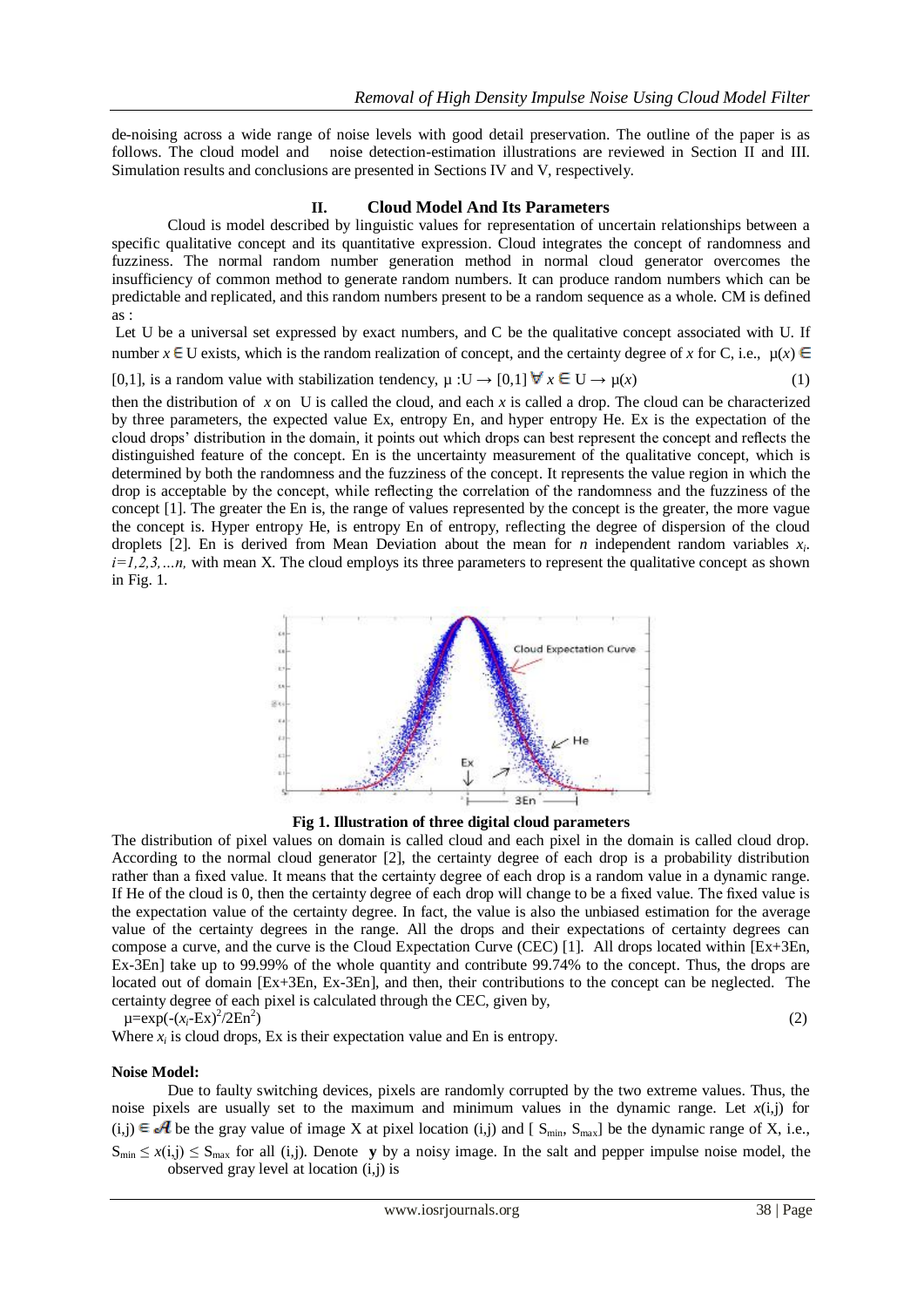de-noising across a wide range of noise levels with good detail preservation. The outline of the paper is as follows. The cloud model and noise detection-estimation illustrations are reviewed in Section II and III. Simulation results and conclusions are presented in Sections IV and V, respectively.

## II. Cloud Model And Its Parameters

Cloud is model described by linguistic values for representation of uncertain relationships between a specific qualitative concept and its quantitative expression. Cloud integrates the concept of randomness and fuzziness. The normal random number generation method in normal cloud generator overcomes the insufficiency of common method to generate random numbers. It can produce random numbers which can be predictable and replicated, and this random numbers present to be a random sequence as a whole. CM is defined as :

Let U be a universal set expressed by exact numbers, and C be the qualitative concept associated with U. If number $x \in$ U exists, which is the random realization of concept, and the certainty degree of $x$ for C, i.e., $\mu(x) \in [0,1]$, is a random value with stabilization tendency, $\mu : U \rightarrow [0,1] \; \forall \; x \in U \rightarrow \mu(x)$ (1)

then the distribution of $x$ on U is called the cloud, and each $x$ is called a drop. The cloud can be characterized by three parameters, the expected value Ex, entropy En, and hyper entropy He. Ex is the expectation of the cloud drops' distribution in the domain, it points out which drops can best represent the concept and reflects the distinguished feature of the concept. En is the uncertainty measurement of the qualitative concept, which is determined by both the randomness and the fuzziness of the concept. It represents the value region in which the drop is acceptable by the concept, while reflecting the correlation of the randomness and the fuzziness of the concept [1]. The greater the En is, the range of values represented by the concept is the greater, the more vague the concept is. Hyper entropy He, is entropy En of entropy, reflecting the degree of dispersion of the cloud droplets [2]. En is derived from Mean Deviation about the mean for $n$ independent random variables $x_i$. $i=1,2,3,\ldots n,$ with mean X. The cloud employs its three parameters to represent the qualitative concept as shown in Fig. 1.

**Fig 1. Illustration of three digital cloud parameters**

The distribution of pixel values on domain is called cloud and each pixel in the domain is called cloud drop. According to the normal cloud generator [2], the certainty degree of each drop is a probability distribution rather than a fixed value. It means that the certainty degree of each drop is a random value in a dynamic range. If He of the cloud is 0, then the certainty degree of each drop will change to be a fixed value. The fixed value is the expectation value of the certainty degree. In fact, the value is also the unbiased estimation for the average value of the certainty degrees in the range. All the drops and their expectations of certainty degrees can compose a curve, and the curve is the Cloud Expectation Curve (CEC) [1]. All drops located within [Ex+3En, Ex-3En] take up to 99.99% of the whole quantity and contribute 99.74% to the concept. Thus, the drops are located out of domain [Ex+3En, Ex-3En], and then, their contributions to the concept can be neglected. The certainty degree of each pixel is calculated through the CEC, given by,

$$\mu=\exp(-(x_i-\text{Ex})^2/2\text{En}^2) \quad (2)$$

Where $x_i$ is cloud drops, Ex is their expectation value and En is entropy.

**Noise Model:**

Due to faulty switching devices, pixels are randomly corrupted by the two extreme values. Thus, the noise pixels are usually set to the maximum and minimum values in the dynamic range. Let $x(i,j)$ for $(i,j) \in \mathcal{A}$ be the gray value of image X at pixel location (i,j) and [ $S_{min}$, $S_{max}$] be the dynamic range of X, i.e., $S_{min} \leq x(i,j) \leq S_{max}$ for all (i,j). Denote **y** by a noisy image. In the salt and pepper impulse noise model, the observed gray level at location (i,j) is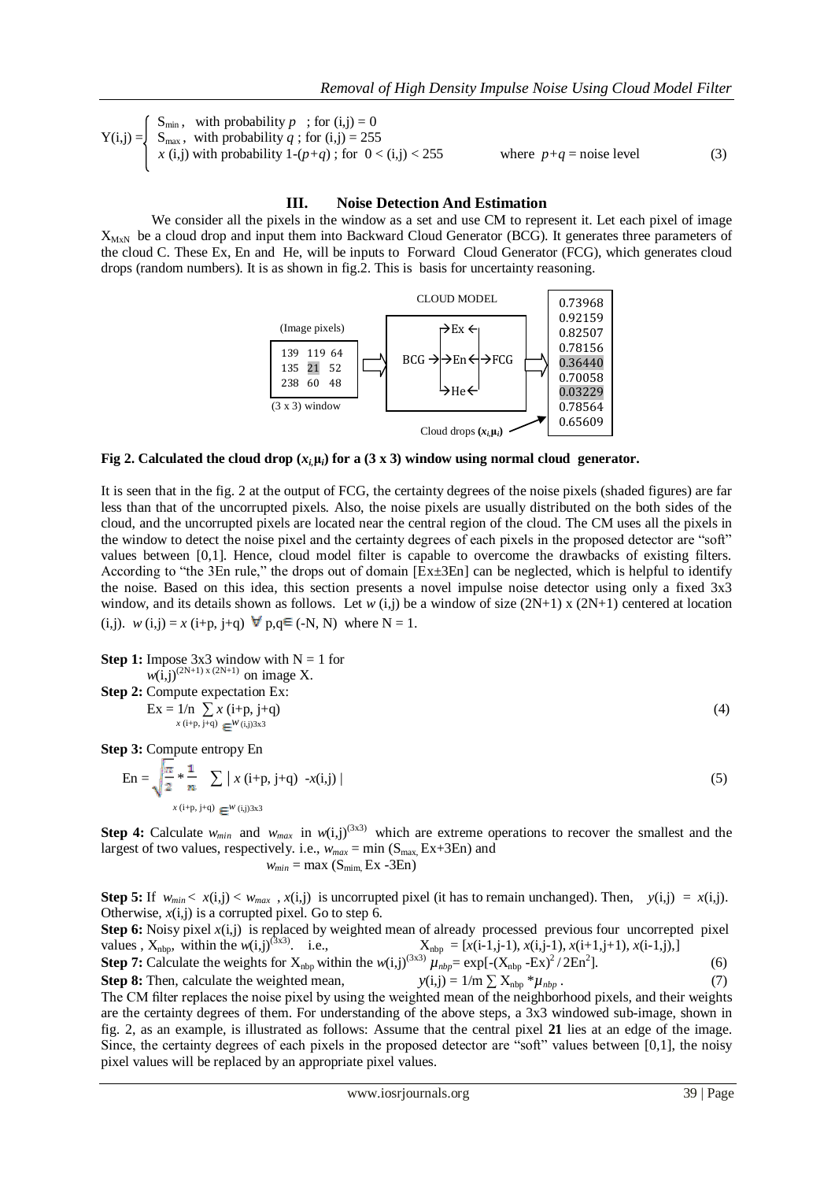$$
Y(i,j) = \begin{cases} S_{min}, & \text{with probability } p \text{ ; for } (i,j) = 0 \\ S_{max}, & \text{with probability } q \text{ ; for } (i,j) = 255 \\ x(i,j) \text{ with probability } 1-(p+q) \text{ ; for } 0 < (i,j) < 255 \end{cases} \quad \text{where } p+q = \text{noise level} \tag{3}
$$

## III. Noise Detection And Estimation

We consider all the pixels in the window as a set and use CM to represent it. Let each pixel of image $X_{MxN}$ be a cloud drop and input them into Backward Cloud Generator (BCG). It generates three parameters of the cloud C. These Ex, En and He, will be inputs to Forward Cloud Generator (FCG), which generates cloud drops (random numbers). It is as shown in fig.2. This is basis for uncertainty reasoning.

CLOUD MODEL

(Image pixels)

| | | |
|---|---|---|
| 139 | 119 | 64 |
| 135 | 21 | 52 |
| 238 | 60 | 48 |

(3 x 3) window

BCG → Ex, En, He → FCG

Cloud drops $(x_i, \mu_i)$

| |
|---|
| 0.73968 |
| 0.92159 |
| 0.82507 |
| 0.78156 |
| 0.36440 |
| 0.70058 |
| 0.03229 |
| 0.78564 |
| 0.65609 |

**Fig 2. Calculated the cloud drop $(x_i, \mu_i)$ for a (3 x 3) window using normal cloud generator.**

It is seen that in the fig. 2 at the output of FCG, the certainty degrees of the noise pixels (shaded figures) are far less than that of the uncorrupted pixels. Also, the noise pixels are usually distributed on the both sides of the cloud, and the uncorrupted pixels are located near the central region of the cloud. The CM uses all the pixels in the window to detect the noise pixel and the certainty degrees of each pixels in the proposed detector are "soft" values between [0,1]. Hence, cloud model filter is capable to overcome the drawbacks of existing filters. According to "the 3En rule," the drops out of domain [Ex±3En] can be neglected, which is helpful to identify the noise. Based on this idea, this section presents a novel impulse noise detector using only a fixed 3x3 window, and its details shown as follows. Let $w(i,j)$ be a window of size (2N+1) x (2N+1) centered at location (i,j). $w(i,j) = x(i+p, j+q)$ $\forall$ $p,q \in (-N, N)$ where N = 1.

**Step 1:** Impose 3x3 window with N = 1 for $w(i,j)^{(2N+1) \times (2N+1)}$ on image X.

**Step 2:** Compute expectation Ex:

$$
Ex = 1/n \sum_{x(i+p,\, j+q) \in w(i,j)3x3} x(i+p, j+q) \tag{4}
$$

**Step 3:** Compute entropy En

$$
En = \sqrt{\frac{\pi}{2}} * \frac{1}{n} \sum_{x(i+p,\, j+q) \in w(i,j)3x3} | x(i+p, j+q) - x(i,j) | \tag{5}
$$

**Step 4:** Calculate $w_{min}$ and $w_{max}$ in $w(i,j)^{(3x3)}$ which are extreme operations to recover the smallest and the largest of two values, respectively. i.e., $w_{max} = \min(S_{max}, Ex+3En)$ and
$w_{min} = \max(S_{mim}, Ex - 3En)$

**Step 5:** If $w_{min} < x(i,j) < w_{max}$, $x(i,j)$ is uncorrupted pixel (it has to remain unchanged). Then, $y(i,j) = x(i,j)$. Otherwise, $x(i,j)$ is a corrupted pixel. Go to step 6.

**Step 6:** Noisy pixel $x(i,j)$ is replaced by weighted mean of already processed previous four uncorrepted pixel values, $X_{nbp}$, within the $w(i,j)^{(3x3)}$. i.e., $X_{nbp} = [x(i-1,j-1), x(i,j-1), x(i+1,j+1), x(i-1,j),]$

**Step 7:** Calculate the weights for $X_{nbp}$ within the $w(i,j)^{(3x3)}$ $\mu_{nbp} = \exp[-(X_{nbp} - Ex)^2 / 2En^2]$. (6)

**Step 8:** Then, calculate the weighted mean, $y(i,j) = 1/m \sum X_{nbp} * \mu_{nbp}$. (7)

The CM filter replaces the noise pixel by using the weighted mean of the neighborhood pixels, and their weights are the certainty degrees of them. For understanding of the above steps, a 3x3 windowed sub-image, shown in fig. 2, as an example, is illustrated as follows: Assume that the central pixel **21** lies at an edge of the image. Since, the certainty degrees of each pixels in the proposed detector are "soft" values between [0,1], the noisy pixel values will be replaced by an appropriate pixel values.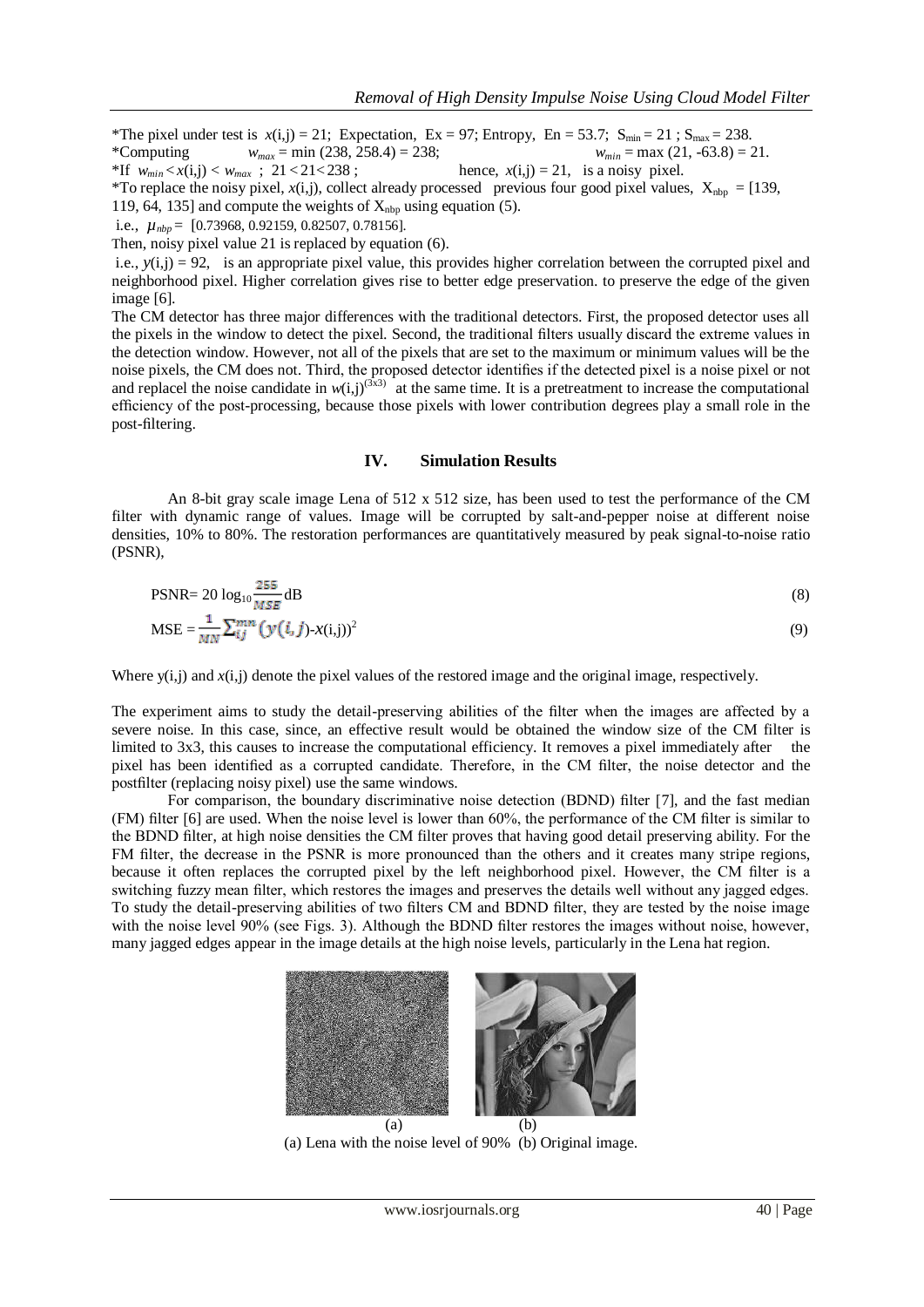*The pixel under test is $x(i,j) = 21$; Expectation, $Ex = 97$; Entropy, $En = 53.7$; $S_{min} = 21$ ; $S_{max} = 238$.
*Computing $w_{max} = \min(238, 258.4) = 238$; $w_{min} = \max(21, -63.8) = 21$.
*If $w_{min} < x(i,j) < w_{max}$ ; $21 < 21 < 238$ ; hence, $x(i,j) = 21$, is a noisy pixel.
*To replace the noisy pixel, $x(i,j)$, collect already processed previous four good pixel values, $X_{nbp} = [139, 119, 64, 135]$ and compute the weights of $X_{nbp}$ using equation (5).
i.e., $\mu_{nbp} = [0.73968, 0.92159, 0.82507, 0.78156]$.
Then, noisy pixel value 21 is replaced by equation (6).
i.e., $y(i,j) = 92$, is an appropriate pixel value, this provides higher correlation between the corrupted pixel and neighborhood pixel. Higher correlation gives rise to better edge preservation. to preserve the edge of the given image [6].

The CM detector has three major differences with the traditional detectors. First, the proposed detector uses all the pixels in the window to detect the pixel. Second, the traditional filters usually discard the extreme values in the detection window. However, not all of the pixels that are set to the maximum or minimum values will be the noise pixels, the CM does not. Third, the proposed detector identifies if the detected pixel is a noise pixel or not and replacel the noise candidate in $w(i,j)^{(3x3)}$ at the same time. It is a pretreatment to increase the computational efficiency of the post-processing, because those pixels with lower contribution degrees play a small role in the post-filtering.

## IV. Simulation Results

An 8-bit gray scale image Lena of 512 x 512 size, has been used to test the performance of the CM filter with dynamic range of values. Image will be corrupted by salt-and-pepper noise at different noise densities, 10% to 80%. The restoration performances are quantitatively measured by peak signal-to-noise ratio (PSNR),

$$\text{PSNR} = 20 \log_{10} \frac{255}{MSE} \text{dB} \tag{8}$$

$$\text{MSE} = \frac{1}{MN} \sum_{ij}^{mn} \left( y(i,j) - x(i,j) \right)^2 \tag{9}$$

Where $y(i,j)$ and $x(i,j)$ denote the pixel values of the restored image and the original image, respectively.

The experiment aims to study the detail-preserving abilities of the filter when the images are affected by a severe noise. In this case, since, an effective result would be obtained the window size of the CM filter is limited to 3x3, this causes to increase the computational efficiency. It removes a pixel immediately after the pixel has been identified as a corrupted candidate. Therefore, in the CM filter, the noise detector and the postfilter (replacing noisy pixel) use the same windows.

For comparison, the boundary discriminative noise detection (BDND) filter [7], and the fast median (FM) filter [6] are used. When the noise level is lower than 60%, the performance of the CM filter is similar to the BDND filter, at high noise densities the CM filter proves that having good detail preserving ability. For the FM filter, the decrease in the PSNR is more pronounced than the others and it creates many stripe regions, because it often replaces the corrupted pixel by the left neighborhood pixel. However, the CM filter is a switching fuzzy mean filter, which restores the images and preserves the details well without any jagged edges. To study the detail-preserving abilities of two filters CM and BDND filter, they are tested by the noise image with the noise level 90% (see Figs. 3). Although the BDND filter restores the images without noise, however, many jagged edges appear in the image details at the high noise levels, particularly in the Lena hat region.

(a) (b)

(a) Lena with the noise level of 90% (b) Original image.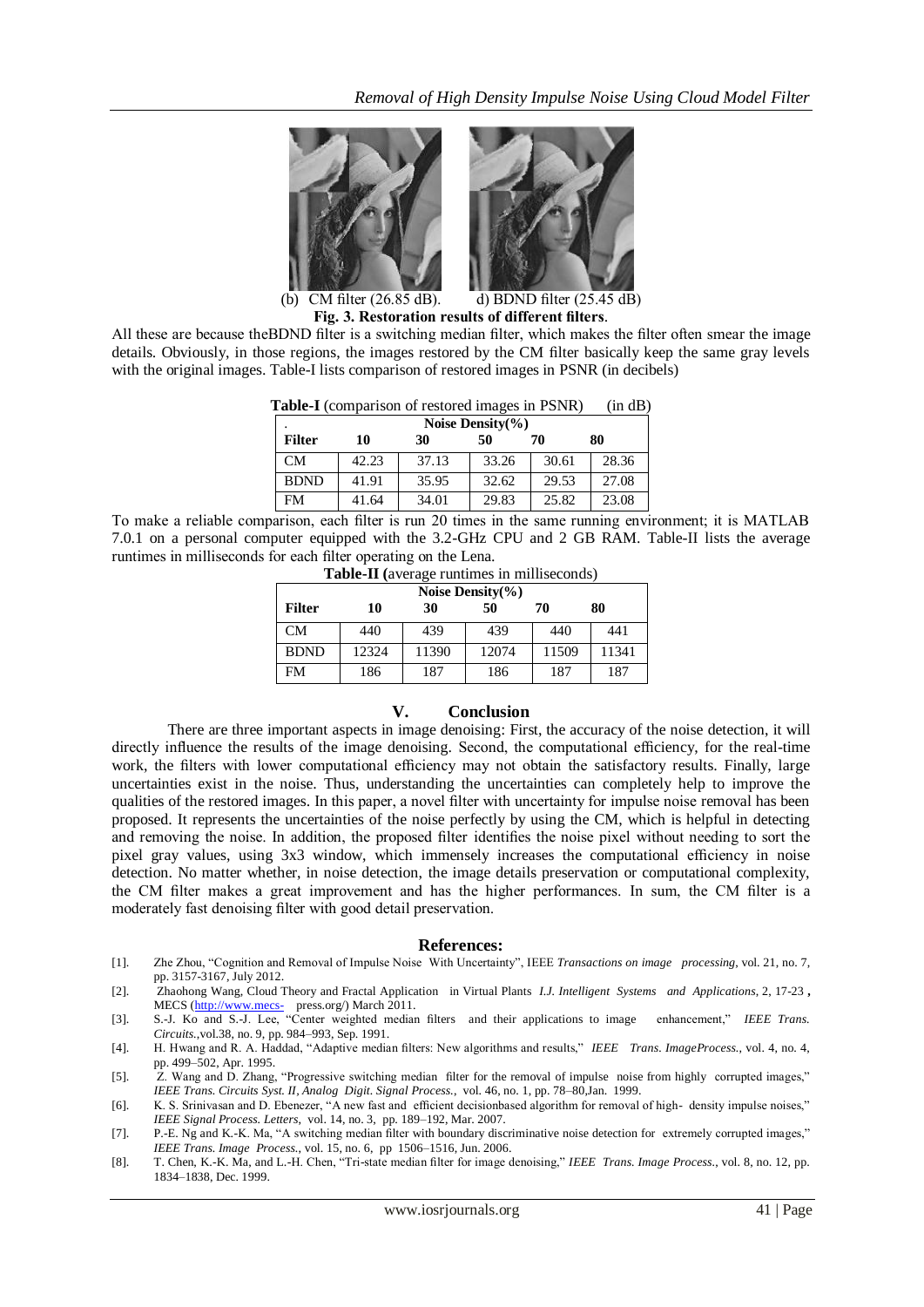(b) CM filter (26.85 dB). d) BDND filter (25.45 dB)

**Fig. 3. Restoration results of different filters**.

All these are because theBDND filter is a switching median filter, which makes the filter often smear the image details. Obviously, in those regions, the images restored by the CM filter basically keep the same gray levels with the original images. Table-I lists comparison of restored images in PSNR (in decibels)

**Table-I** (comparison of restored images in PSNR) (in dB)

| . | Noise Density(%) | | | | |
|---|---|---|---|---|---|
| **Filter** | **10** | **30** | **50** | **70** | **80** |
| CM | 42.23 | 37.13 | 33.26 | 30.61 | 28.36 |
| BDND | 41.91 | 35.95 | 32.62 | 29.53 | 27.08 |
| FM | 41.64 | 34.01 | 29.83 | 25.82 | 23.08 |

To make a reliable comparison, each filter is run 20 times in the same running environment; it is MATLAB 7.0.1 on a personal computer equipped with the 3.2-GHz CPU and 2 GB RAM. Table-II lists the average runtimes in milliseconds for each filter operating on the Lena.

**Table-II (**average runtimes in milliseconds)

| | Noise Density(%) | | | | |
|---|---|---|---|---|---|
| **Filter** | **10** | **30** | **50** | **70** | **80** |
| CM | 440 | 439 | 439 | 440 | 441 |
| BDND | 12324 | 11390 | 12074 | 11509 | 11341 |
| FM | 186 | 187 | 186 | 187 | 187 |

## V. Conclusion

There are three important aspects in image denoising: First, the accuracy of the noise detection, it will directly influence the results of the image denoising. Second, the computational efficiency, for the real-time work, the filters with lower computational efficiency may not obtain the satisfactory results. Finally, large uncertainties exist in the noise. Thus, understanding the uncertainties can completely help to improve the qualities of the restored images. In this paper, a novel filter with uncertainty for impulse noise removal has been proposed. It represents the uncertainties of the noise perfectly by using the CM, which is helpful in detecting and removing the noise. In addition, the proposed filter identifies the noise pixel without needing to sort the pixel gray values, using 3x3 window, which immensely increases the computational efficiency in noise detection. No matter whether, in noise detection, the image details preservation or computational complexity, the CM filter makes a great improvement and has the higher performances. In sum, the CM filter is a moderately fast denoising filter with good detail preservation.

## References:

[1]. Zhe Zhou, "Cognition and Removal of Impulse Noise With Uncertainty", IEEE *Transactions on image processing*, vol. 21, no. 7, pp. 3157-3167, July 2012.

[2]. Zhaohong Wang, Cloud Theory and Fractal Application in Virtual Plants *I.J. Intelligent Systems and Applications*, 2, 17-23 **,** MECS (http://www.mecs- press.org/) March 2011.

[3]. S.-J. Ko and S.-J. Lee, "Center weighted median filters and their applications to image enhancement," *IEEE Trans. Circuits.*,vol.38, no. 9, pp. 984–993, Sep. 1991.

[4]. H. Hwang and R. A. Haddad, "Adaptive median filters: New algorithms and results," *IEEE Trans. ImageProcess.*, vol. 4, no. 4, pp. 499–502, Apr. 1995.

[5]. Z. Wang and D. Zhang, "Progressive switching median filter for the removal of impulse noise from highly corrupted images," *IEEE Trans. Circuits Syst. II, Analog Digit. Signal Process.*, vol. 46, no. 1, pp. 78–80,Jan. 1999.

[6]. K. S. Srinivasan and D. Ebenezer, "A new fast and efficient decisionbased algorithm for removal of high- density impulse noises," *IEEE Signal Process. Letters*, vol. 14, no. 3, pp. 189–192, Mar. 2007.

[7]. P.-E. Ng and K.-K. Ma, "A switching median filter with boundary discriminative noise detection for extremely corrupted images," *IEEE Trans. Image Process.*, vol. 15, no. 6, pp 1506–1516, Jun. 2006.

[8]. T. Chen, K.-K. Ma, and L.-H. Chen, "Tri-state median filter for image denoising," *IEEE Trans. Image Process.*, vol. 8, no. 12, pp. 1834–1838, Dec. 1999.